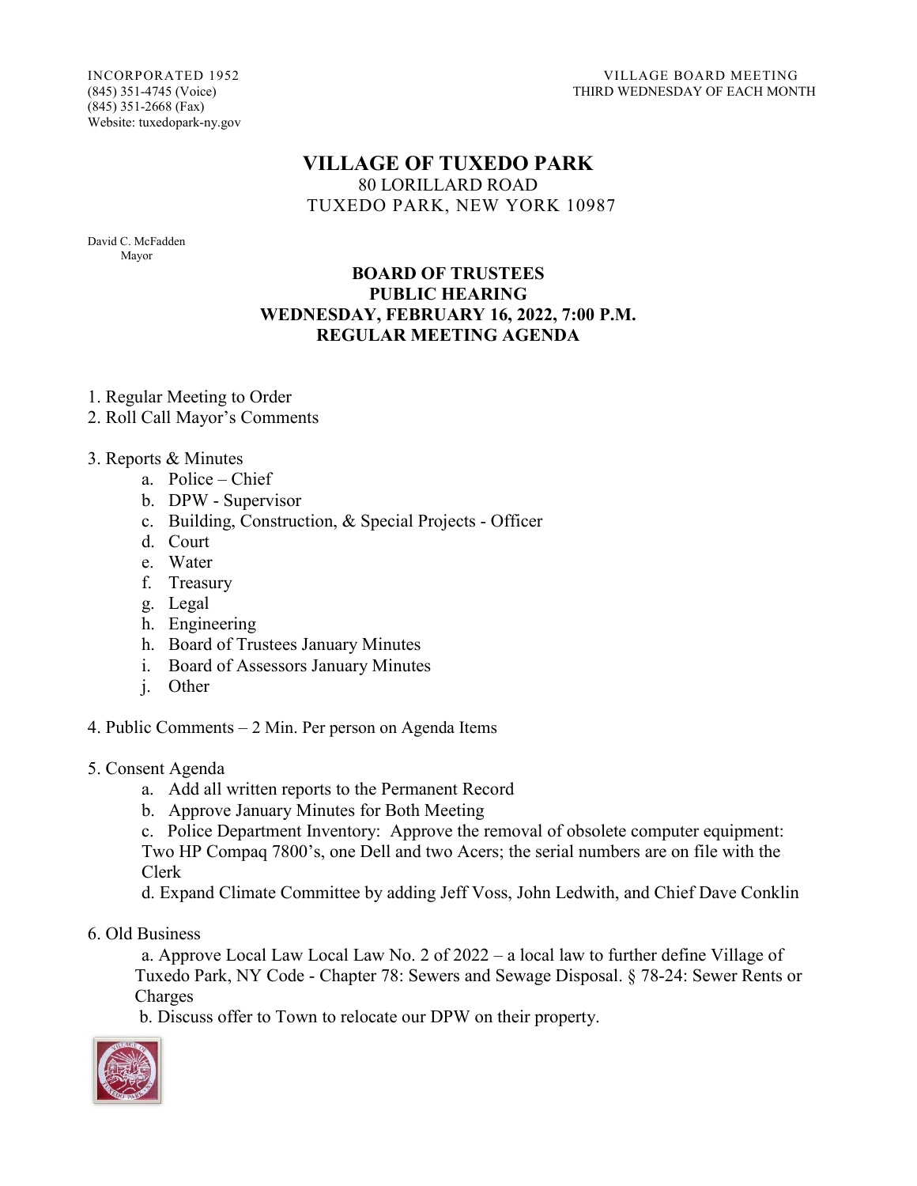INCORPORATED 1952
(845) 351-4745 (Voice)
(845) 351-2668 (Fax)
Website: tuxedopark-ny.gov

VILLAGE BOARD MEETING
THIRD WEDNESDAY OF EACH MONTH

# VILLAGE OF TUXEDO PARK

80 LORILLARD ROAD
TUXEDO PARK, NEW YORK 10987

David C. McFadden
Mayor

## BOARD OF TRUSTEES
## PUBLIC HEARING
## WEDNESDAY, FEBRUARY 16, 2022, 7:00 P.M.
## REGULAR MEETING AGENDA

1. Regular Meeting to Order
2. Roll Call Mayor's Comments

3. Reports & Minutes
   a. Police – Chief
   b. DPW - Supervisor
   c. Building, Construction, & Special Projects - Officer
   d. Court
   e. Water
   f. Treasury
   g. Legal
   h. Engineering
   h. Board of Trustees January Minutes
   i. Board of Assessors January Minutes
   j. Other

4. Public Comments – 2 Min. Per person on Agenda Items

5. Consent Agenda
   a. Add all written reports to the Permanent Record
   b. Approve January Minutes for Both Meeting
   c. Police Department Inventory: Approve the removal of obsolete computer equipment: Two HP Compaq 7800's, one Dell and two Acers; the serial numbers are on file with the Clerk
   d. Expand Climate Committee by adding Jeff Voss, John Ledwith, and Chief Dave Conklin

6. Old Business
   a. Approve Local Law Local Law No. 2 of 2022 – a local law to further define Village of Tuxedo Park, NY Code - Chapter 78: Sewers and Sewage Disposal. § 78-24: Sewer Rents or Charges
   b. Discuss offer to Town to relocate our DPW on their property.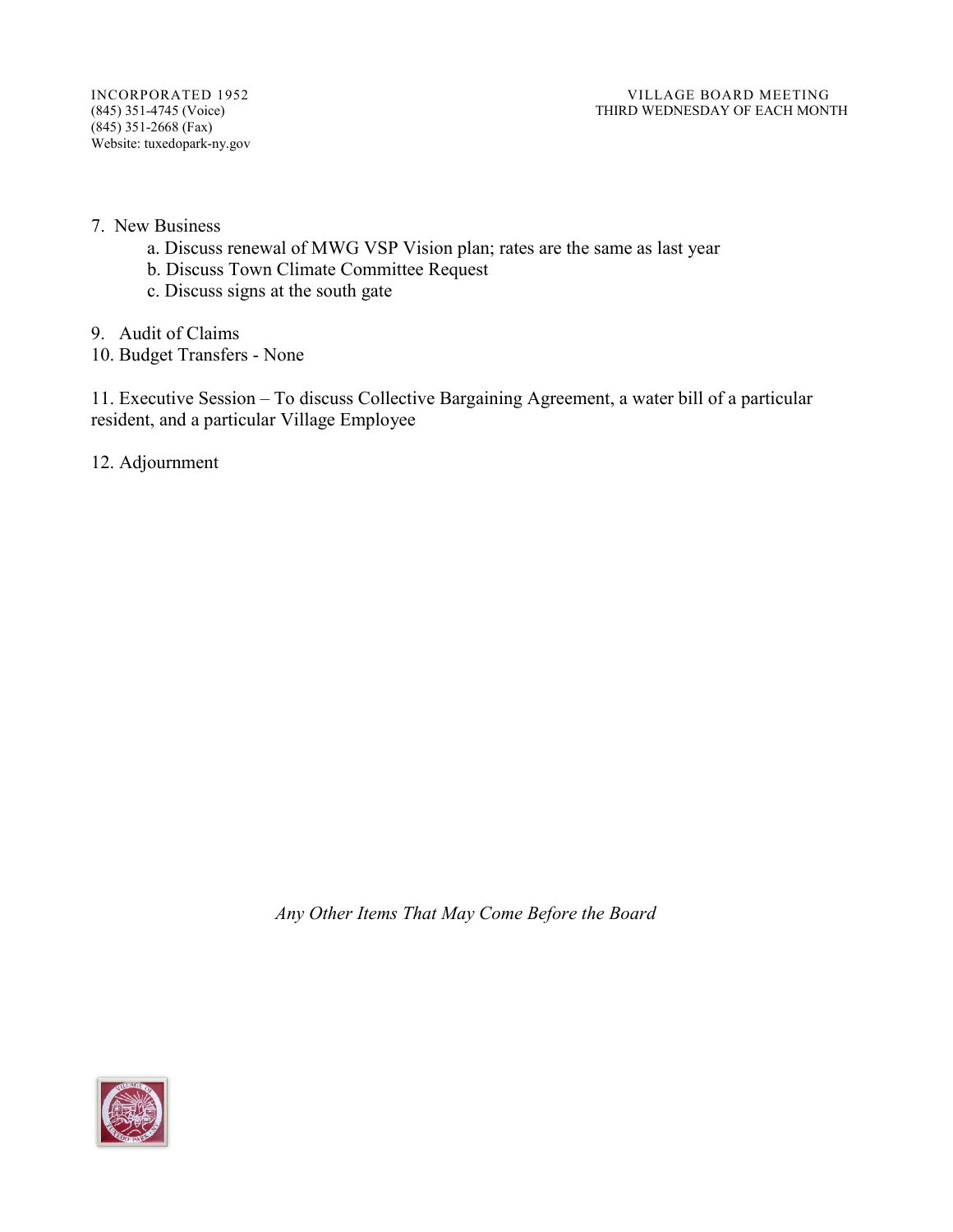INCORPORATED 1952
(845) 351-4745 (Voice)
(845) 351-2668 (Fax)
Website: tuxedopark-ny.gov

VILLAGE BOARD MEETING
THIRD WEDNESDAY OF EACH MONTH

7. New Business
    a. Discuss renewal of MWG VSP Vision plan; rates are the same as last year
    b. Discuss Town Climate Committee Request
    c. Discuss signs at the south gate

9. Audit of Claims

10. Budget Transfers - None

11. Executive Session – To discuss Collective Bargaining Agreement, a water bill of a particular resident, and a particular Village Employee

12. Adjournment

*Any Other Items That May Come Before the Board*